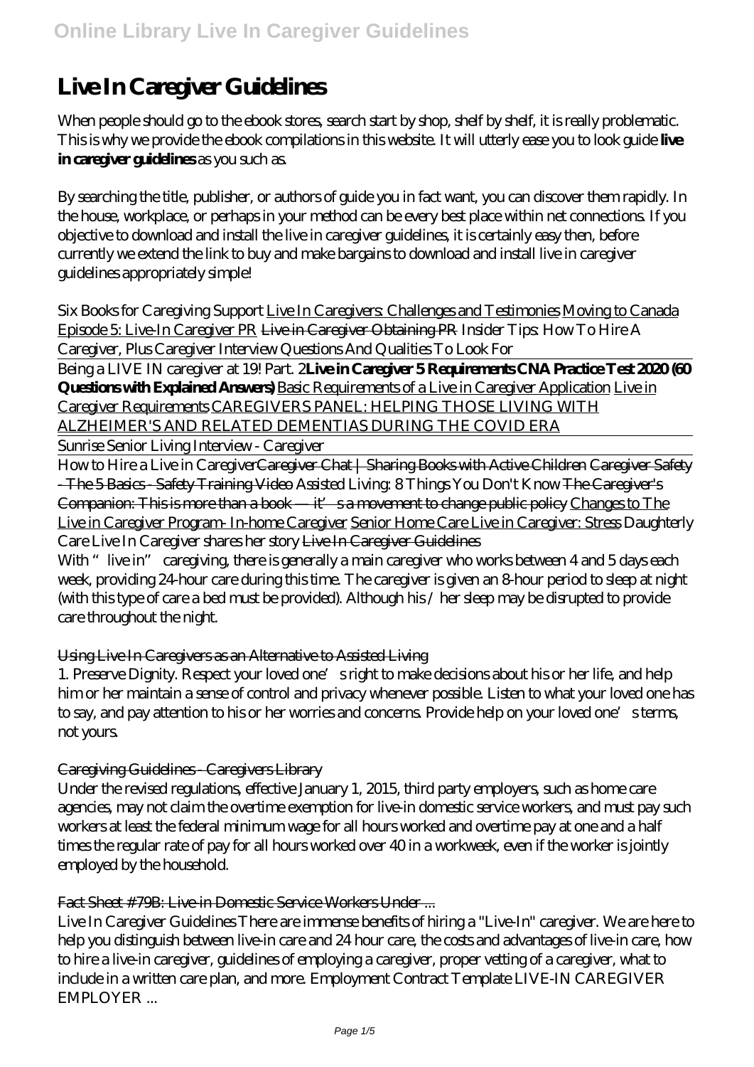# Live In Caregiver Guidelines

When people should go to the ebook stores, search start by shop, shelf by shelf, it is really problematic. This is why we provide the ebook compilations in this website. It will utterly ease you to look guide **live in caregiver guidelines** as you such as.

By searching the title, publisher, or authors of guide you in fact want, you can discover them rapidly. In the house, workplace, or perhaps in your method can be every best place within net connections. If you objective to download and install the live in caregiver guidelines, it is certainly easy then, before currently we extend the link to buy and make bargains to download and install live in caregiver guidelines appropriately simple!

*Six Books for Caregiving Support* Live In Caregivers: Challenges and Testimonies Moving to Canada Episode 5: Live-In Caregiver PR Live in Caregiver Obtaining PR *Insider Tips: How To Hire A Caregiver, Plus Caregiver Interview Questions And Qualities To Look For*

Being a LIVE IN caregiver at 19! Part. 2 **Live in Caregiver 5 Requirements CNA Practice Test 2020 (60 Questions with Explained Answers)** Basic Requirements of a Live in Caregiver Application Live in Caregiver Requirements CAREGIVERS PANEL: HELPING THOSE LIVING WITH ALZHEIMER'S AND RELATED DEMENTIAS DURING THE COVID ERA

Sunrise Senior Living Interview - Caregiver

How to Hire a Live in Caregiver Caregiver Chat | Sharing Books with Active Children Caregiver Safety - The 5 Basics - Safety Training Video *Assisted Living: 8 Things You Don't Know* The Caregiver's Companion: This is more than a book — it's a movement to change public policy Changes to The Live in Caregiver Program- In-home Caregiver *Senior Home Care Live in Caregiver: Stress Daughterly Care Live In Caregiver shares her story* Live In Caregiver Guidelines

With "live in" caregiving, there is generally a main caregiver who works between 4 and 5 days each week, providing 24-hour care during this time. The caregiver is given an 8-hour period to sleep at night (with this type of care a bed must be provided). Although his / her sleep may be disrupted to provide care throughout the night.

Using Live In Caregivers as an Alternative to Assisted Living

1. Preserve Dignity. Respect your loved one's right to make decisions about his or her life, and help him or her maintain a sense of control and privacy whenever possible. Listen to what your loved one has to say, and pay attention to his or her worries and concerns. Provide help on your loved one's terms, not yours.

Caregiving Guidelines - Caregivers Library

Under the revised regulations, effective January 1, 2015, third party employers, such as home care agencies, may not claim the overtime exemption for live-in domestic service workers, and must pay such workers at least the federal minimum wage for all hours worked and overtime pay at one and a half times the regular rate of pay for all hours worked over 40 in a workweek, even if the worker is jointly employed by the household.

Fact Sheet #79B: Live-in Domestic Service Workers Under ...

Live In Caregiver Guidelines There are immense benefits of hiring a "Live-In" caregiver. We are here to help you distinguish between live-in care and 24 hour care, the costs and advantages of live-in care, how to hire a live-in caregiver, guidelines of employing a caregiver, proper vetting of a caregiver, what to include in a written care plan, and more. Employment Contract Template LIVE-IN CAREGIVER EMPLOYER ...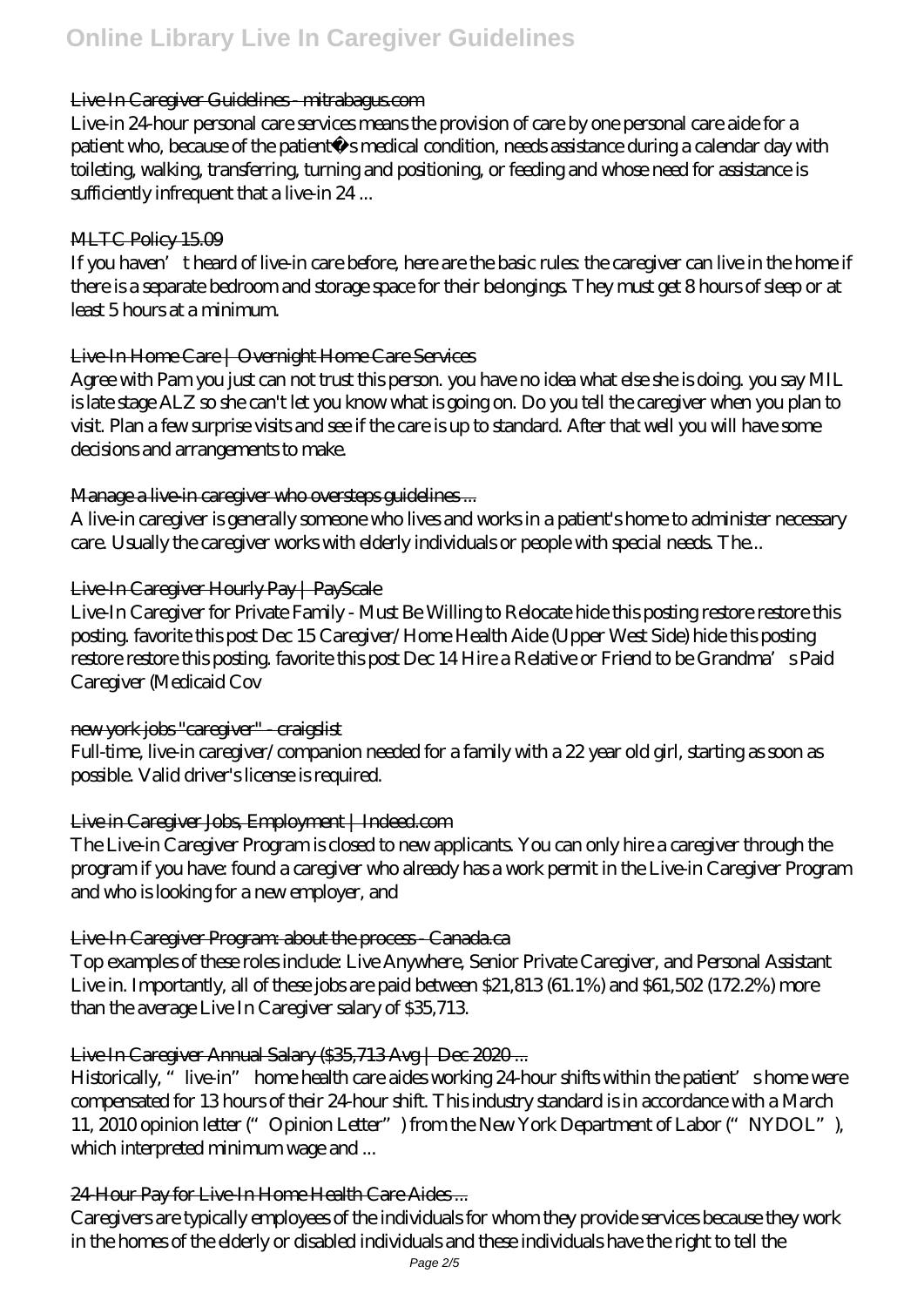### Live In Caregiver Guidelines - mitrabagus.com

Live-in 24-hour personal care services means the provision of care by one personal care aide for a patient who, because of the patient�s medical condition, needs assistance during a calendar day with toileting, walking, transferring, turning and positioning, or feeding and whose need for assistance is sufficiently infrequent that a live-in 24 ...

### MLTC Policy 15.09

If you haven't heard of live-in care before, here are the basic rules: the caregiver can live in the home if there is a separate bedroom and storage space for their belongings. They must get 8 hours of sleep or at least 5 hours at a minimum.

### Live-In Home Care | Overnight Home Care Services

Agree with Pam you just can not trust this person. you have no idea what else she is doing. you say MIL is late stage ALZ so she can't let you know what is going on. Do you tell the caregiver when you plan to visit. Plan a few surprise visits and see if the care is up to standard. After that well you will have some decisions and arrangements to make.

### Manage a live-in caregiver who oversteps guidelines ...

A live-in caregiver is generally someone who lives and works in a patient's home to administer necessary care. Usually the caregiver works with elderly individuals or people with special needs. The...

### Live-In Caregiver Hourly Pay | PayScale

Live-In Caregiver for Private Family - Must Be Willing to Relocate hide this posting restore restore this posting. favorite this post Dec 15 Caregiver/Home Health Aide (Upper West Side) hide this posting restore restore this posting. favorite this post Dec 14 Hire a Relative or Friend to be Grandma's Paid Caregiver (Medicaid Cov

### new york jobs "caregiver" - craigslist

Full-time, live-in caregiver/companion needed for a family with a 22 year old girl, starting as soon as possible. Valid driver's license is required.

### Live in Caregiver Jobs, Employment | Indeed.com

The Live-in Caregiver Program is closed to new applicants. You can only hire a caregiver through the program if you have: found a caregiver who already has a work permit in the Live-in Caregiver Program and who is looking for a new employer, and

### Live-In Caregiver Program: about the process - Canada.ca

Top examples of these roles include: Live Anywhere, Senior Private Caregiver, and Personal Assistant Live in. Importantly, all of these jobs are paid between $21,813 (61.1%) and $61,502 (172.2%) more than the average Live In Caregiver salary of $35,713.

### Live In Caregiver Annual Salary ($35,713 Avg | Dec 2020 ...

Historically, "live-in" home health care aides working 24-hour shifts within the patient's home were compensated for 13 hours of their 24-hour shift. This industry standard is in accordance with a March 11, 2010 opinion letter ("Opinion Letter") from the New York Department of Labor ("NYDOL"), which interpreted minimum wage and ...

### 24-Hour Pay for Live-In Home Health Care Aides ...

Caregivers are typically employees of the individuals for whom they provide services because they work in the homes of the elderly or disabled individuals and these individuals have the right to tell the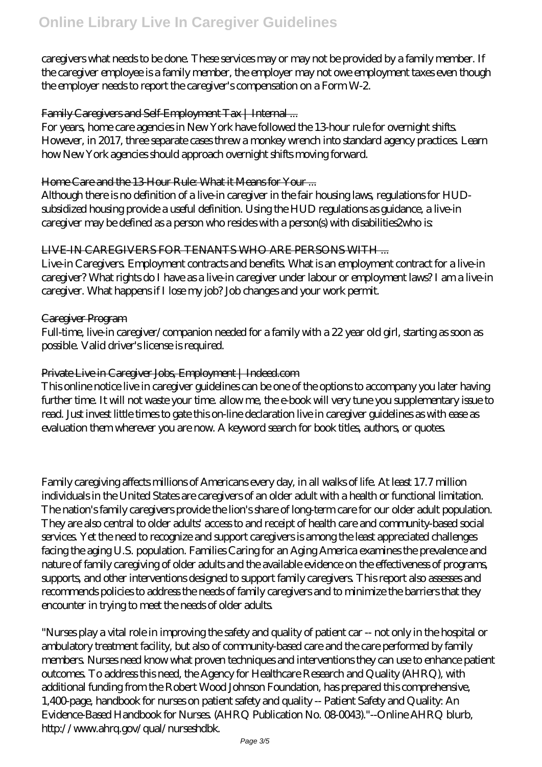caregivers what needs to be done. These services may or may not be provided by a family member. If the caregiver employee is a family member, the employer may not owe employment taxes even though the employer needs to report the caregiver's compensation on a Form W-2.

Family Caregivers and Self-Employment Tax | Internal ...

For years, home care agencies in New York have followed the 13-hour rule for overnight shifts. However, in 2017, three separate cases threw a monkey wrench into standard agency practices. Learn how New York agencies should approach overnight shifts moving forward.

Home Care and the 13-Hour Rule: What it Means for Your ...

Although there is no definition of a live-in caregiver in the fair housing laws, regulations for HUD-subsidized housing provide a useful definition. Using the HUD regulations as guidance, a live-in caregiver may be defined as a person who resides with a person(s) with disabilities2who is:

LIVE-IN CAREGIVERS FOR TENANTS WHO ARE PERSONS WITH ...

Live-in Caregivers. Employment contracts and benefits. What is an employment contract for a live-in caregiver? What rights do I have as a live-in caregiver under labour or employment laws? I am a live-in caregiver. What happens if I lose my job? Job changes and your work permit.

Caregiver Program

Full-time, live-in caregiver/companion needed for a family with a 22 year old girl, starting as soon as possible. Valid driver's license is required.

Private Live in Caregiver Jobs, Employment | Indeed.com

This online notice live in caregiver guidelines can be one of the options to accompany you later having further time. It will not waste your time. allow me, the e-book will very tune you supplementary issue to read. Just invest little times to gate this on-line declaration live in caregiver guidelines as with ease as evaluation them wherever you are now. A keyword search for book titles, authors, or quotes.

Family caregiving affects millions of Americans every day, in all walks of life. At least 17.7 million individuals in the United States are caregivers of an older adult with a health or functional limitation. The nation's family caregivers provide the lion's share of long-term care for our older adult population. They are also central to older adults' access to and receipt of health care and community-based social services. Yet the need to recognize and support caregivers is among the least appreciated challenges facing the aging U.S. population. Families Caring for an Aging America examines the prevalence and nature of family caregiving of older adults and the available evidence on the effectiveness of programs, supports, and other interventions designed to support family caregivers. This report also assesses and recommends policies to address the needs of family caregivers and to minimize the barriers that they encounter in trying to meet the needs of older adults.

"Nurses play a vital role in improving the safety and quality of patient car -- not only in the hospital or ambulatory treatment facility, but also of community-based care and the care performed by family members. Nurses need know what proven techniques and interventions they can use to enhance patient outcomes. To address this need, the Agency for Healthcare Research and Quality (AHRQ), with additional funding from the Robert Wood Johnson Foundation, has prepared this comprehensive, 1,400-page, handbook for nurses on patient safety and quality -- Patient Safety and Quality: An Evidence-Based Handbook for Nurses. (AHRQ Publication No. 08-0043)."--Online AHRQ blurb, http://www.ahrq.gov/qual/nurseshdbk.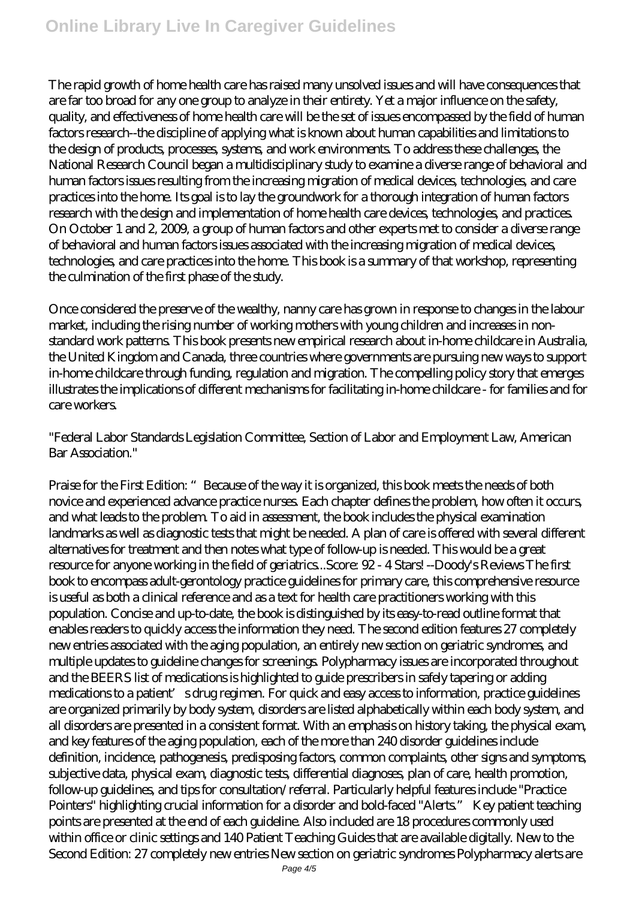The rapid growth of home health care has raised many unsolved issues and will have consequences that are far too broad for any one group to analyze in their entirety. Yet a major influence on the safety, quality, and effectiveness of home health care will be the set of issues encompassed by the field of human factors research--the discipline of applying what is known about human capabilities and limitations to the design of products, processes, systems, and work environments. To address these challenges, the National Research Council began a multidisciplinary study to examine a diverse range of behavioral and human factors issues resulting from the increasing migration of medical devices, technologies, and care practices into the home. Its goal is to lay the groundwork for a thorough integration of human factors research with the design and implementation of home health care devices, technologies, and practices. On October 1 and 2, 2009, a group of human factors and other experts met to consider a diverse range of behavioral and human factors issues associated with the increasing migration of medical devices, technologies, and care practices into the home. This book is a summary of that workshop, representing the culmination of the first phase of the study.

Once considered the preserve of the wealthy, nanny care has grown in response to changes in the labour market, including the rising number of working mothers with young children and increases in non-standard work patterns. This book presents new empirical research about in-home childcare in Australia, the United Kingdom and Canada, three countries where governments are pursuing new ways to support in-home childcare through funding, regulation and migration. The compelling policy story that emerges illustrates the implications of different mechanisms for facilitating in-home childcare - for families and for care workers.

"Federal Labor Standards Legislation Committee, Section of Labor and Employment Law, American Bar Association."

Praise for the First Edition: "Because of the way it is organized, this book meets the needs of both novice and experienced advance practice nurses. Each chapter defines the problem, how often it occurs, and what leads to the problem. To aid in assessment, the book includes the physical examination landmarks as well as diagnostic tests that might be needed. A plan of care is offered with several different alternatives for treatment and then notes what type of follow-up is needed. This would be a great resource for anyone working in the field of geriatrics...Score: 92 - 4 Stars! --Doody's Reviews The first book to encompass adult-gerontology practice guidelines for primary care, this comprehensive resource is useful as both a clinical reference and as a text for health care practitioners working with this population. Concise and up-to-date, the book is distinguished by its easy-to-read outline format that enables readers to quickly access the information they need. The second edition features 27 completely new entries associated with the aging population, an entirely new section on geriatric syndromes, and multiple updates to guideline changes for screenings. Polypharmacy issues are incorporated throughout and the BEERS list of medications is highlighted to guide prescribers in safely tapering or adding medications to a patient's drug regimen. For quick and easy access to information, practice guidelines are organized primarily by body system, disorders are listed alphabetically within each body system, and all disorders are presented in a consistent format. With an emphasis on history taking, the physical exam, and key features of the aging population, each of the more than 240 disorder guidelines include definition, incidence, pathogenesis, predisposing factors, common complaints, other signs and symptoms, subjective data, physical exam, diagnostic tests, differential diagnoses, plan of care, health promotion, follow-up guidelines, and tips for consultation/referral. Particularly helpful features include "Practice Pointers" highlighting crucial information for a disorder and bold-faced "Alerts." Key patient teaching points are presented at the end of each guideline. Also included are 18 procedures commonly used within office or clinic settings and 140 Patient Teaching Guides that are available digitally. New to the Second Edition: 27 completely new entries New section on geriatric syndromes Polypharmacy alerts are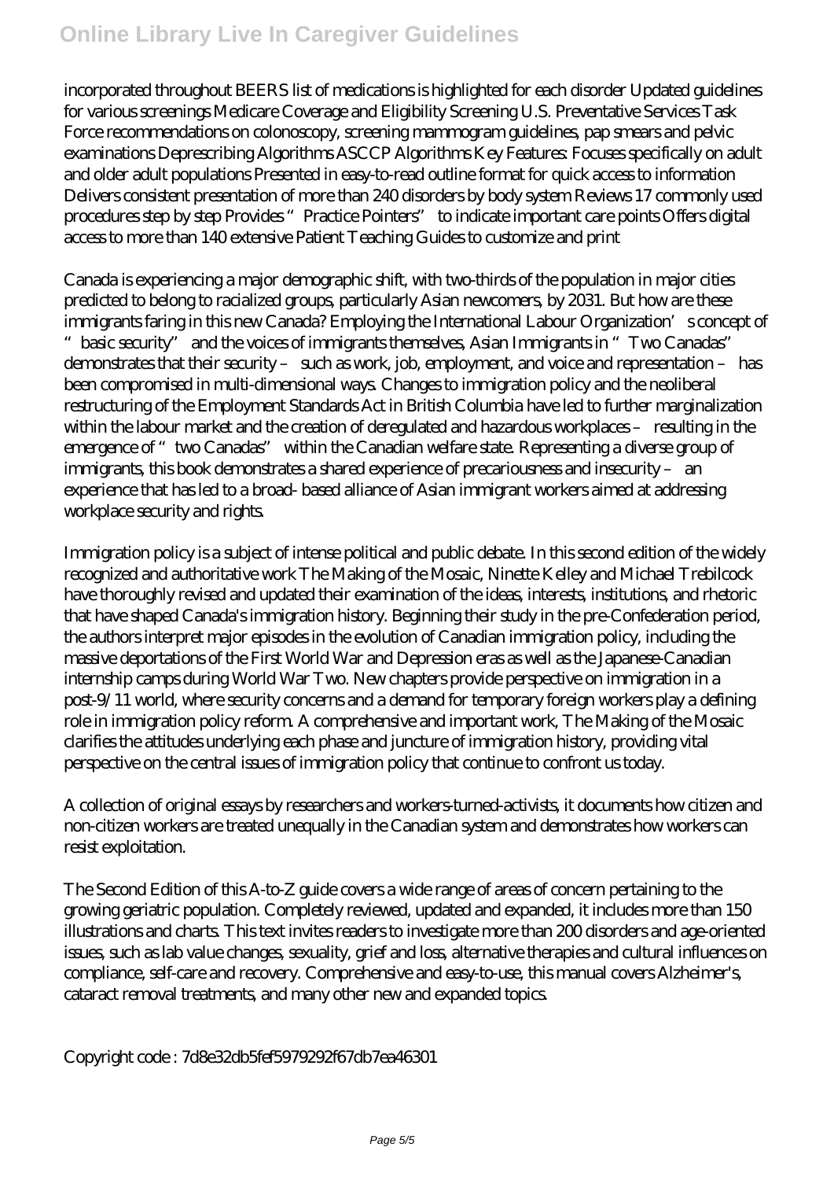incorporated throughout BEERS list of medications is highlighted for each disorder Updated guidelines for various screenings Medicare Coverage and Eligibility Screening U.S. Preventative Services Task Force recommendations on colonoscopy, screening mammogram guidelines, pap smears and pelvic examinations Deprescribing Algorithms ASCCP Algorithms Key Features: Focuses specifically on adult and older adult populations Presented in easy-to-read outline format for quick access to information Delivers consistent presentation of more than 240 disorders by body system Reviews 17 commonly used procedures step by step Provides "Practice Pointers" to indicate important care points Offers digital access to more than 140 extensive Patient Teaching Guides to customize and print

Canada is experiencing a major demographic shift, with two-thirds of the population in major cities predicted to belong to racialized groups, particularly Asian newcomers, by 2031. But how are these immigrants faring in this new Canada? Employing the International Labour Organization's concept of "basic security" and the voices of immigrants themselves, Asian Immigrants in "Two Canadas" demonstrates that their security – such as work, job, employment, and voice and representation – has been compromised in multi-dimensional ways. Changes to immigration policy and the neoliberal restructuring of the Employment Standards Act in British Columbia have led to further marginalization within the labour market and the creation of deregulated and hazardous workplaces – resulting in the emergence of "two Canadas" within the Canadian welfare state. Representing a diverse group of immigrants, this book demonstrates a shared experience of precariousness and insecurity – an experience that has led to a broad- based alliance of Asian immigrant workers aimed at addressing workplace security and rights.

Immigration policy is a subject of intense political and public debate. In this second edition of the widely recognized and authoritative work The Making of the Mosaic, Ninette Kelley and Michael Trebilcock have thoroughly revised and updated their examination of the ideas, interests, institutions, and rhetoric that have shaped Canada's immigration history. Beginning their study in the pre-Confederation period, the authors interpret major episodes in the evolution of Canadian immigration policy, including the massive deportations of the First World War and Depression eras as well as the Japanese-Canadian internship camps during World War Two. New chapters provide perspective on immigration in a post-9/11 world, where security concerns and a demand for temporary foreign workers play a defining role in immigration policy reform. A comprehensive and important work, The Making of the Mosaic clarifies the attitudes underlying each phase and juncture of immigration history, providing vital perspective on the central issues of immigration policy that continue to confront us today.

A collection of original essays by researchers and workers-turned-activists, it documents how citizen and non-citizen workers are treated unequally in the Canadian system and demonstrates how workers can resist exploitation.

The Second Edition of this A-to-Z guide covers a wide range of areas of concern pertaining to the growing geriatric population. Completely reviewed, updated and expanded, it includes more than 150 illustrations and charts. This text invites readers to investigate more than 200 disorders and age-oriented issues, such as lab value changes, sexuality, grief and loss, alternative therapies and cultural influences on compliance, self-care and recovery. Comprehensive and easy-to-use, this manual covers Alzheimer's, cataract removal treatments, and many other new and expanded topics.

Copyright code : 7d8e32db5fef5979292f67db7ea46301